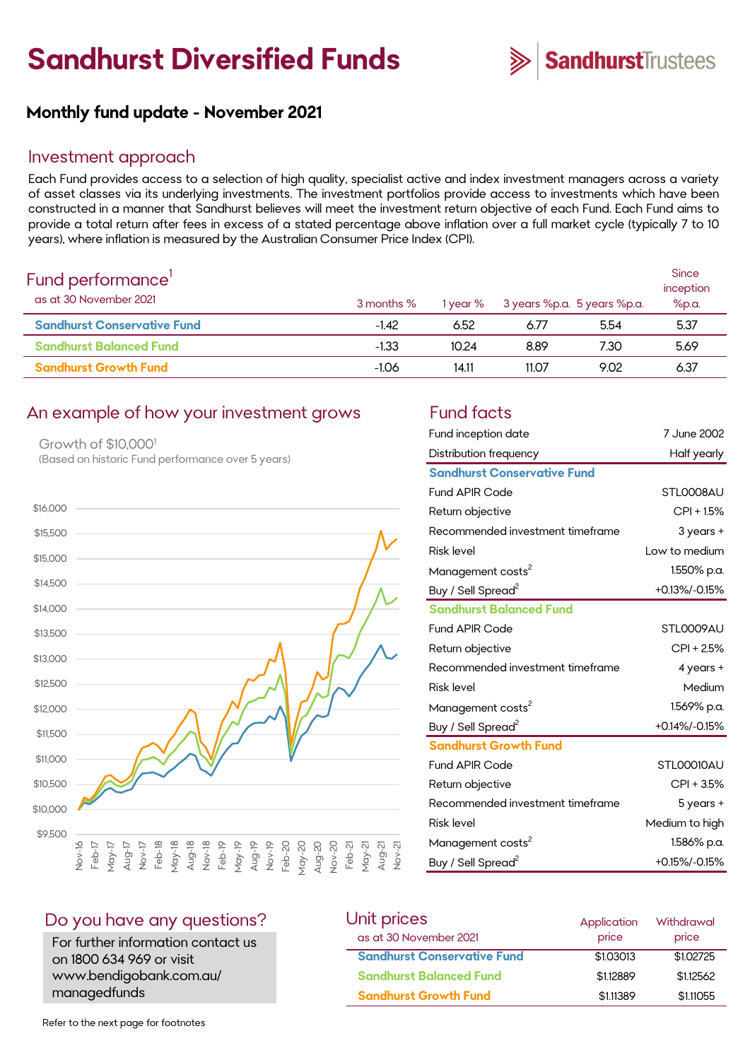# Sandhurst Diversified Funds

SandhurstTrustees

## Monthly fund update - November 2021

### Investment approach

Each Fund provides access to a selection of high quality, specialist active and index investment managers across a variety of asset classes via its underlying investments. The investment portfolios provide access to investments which have been constructed in a manner that Sandhurst believes will meet the investment return objective of each Fund. Each Fund aims to provide a total return after fees in excess of a stated percentage above inflation over a full market cycle (typically 7 to 10 years), where inflation is measured by the Australian Consumer Price Index (CPI).

### Fund performance[1]

as at 30 November 2021

| | 3 months % | 1 year % | 3 years %p.a. | 5 years %p.a. | Since inception %p.a. |
|---|---|---|---|---|---|
| Sandhurst Conservative Fund | -1.42 | 6.52 | 6.77 | 5.54 | 5.37 |
| Sandhurst Balanced Fund | -1.33 | 10.24 | 8.89 | 7.30 | 5.69 |
| Sandhurst Growth Fund | -1.06 | 14.11 | 11.07 | 9.02 | 6.37 |

### An example of how your investment grows

Growth of $10,000[1]
(Based on historic Fund performance over 5 years)

### Fund facts

| | |
|---|---|
| Fund inception date | 7 June 2002 |
| Distribution frequency | Half yearly |
| **Sandhurst Conservative Fund** | |
| Fund APIR Code | STL0008AU |
| Return objective | CPI + 1.5% |
| Recommended investment timeframe | 3 years + |
| Risk level | Low to medium |
| Management costs[2] | 1.550% p.a. |
| Buy / Sell Spread[2] | +0.13%/-0.15% |
| **Sandhurst Balanced Fund** | |
| Fund APIR Code | STL0009AU |
| Return objective | CPI + 2.5% |
| Recommended investment timeframe | 4 years + |
| Risk level | Medium |
| Management costs[2] | 1.569% p.a. |
| Buy / Sell Spread[2] | +0.14%/-0.15% |
| **Sandhurst Growth Fund** | |
| Fund APIR Code | STL00010AU |
| Return objective | CPI + 3.5% |
| Recommended investment timeframe | 5 years + |
| Risk level | Medium to high |
| Management costs[2] | 1.586% p.a. |
| Buy / Sell Spread[2] | +0.15%/-0.15% |

### Do you have any questions?

For further information contact us on 1800 634 969 or visit www.bendigobank.com.au/managedfunds

### Unit prices

as at 30 November 2021

| | Application price | Withdrawal price |
|---|---|---|
| Sandhurst Conservative Fund | $1.03013 | $1.02725 |
| Sandhurst Balanced Fund | $1.12889 | $1.12562 |
| Sandhurst Growth Fund | $1.11389 | $1.11055 |

Refer to the next page for footnotes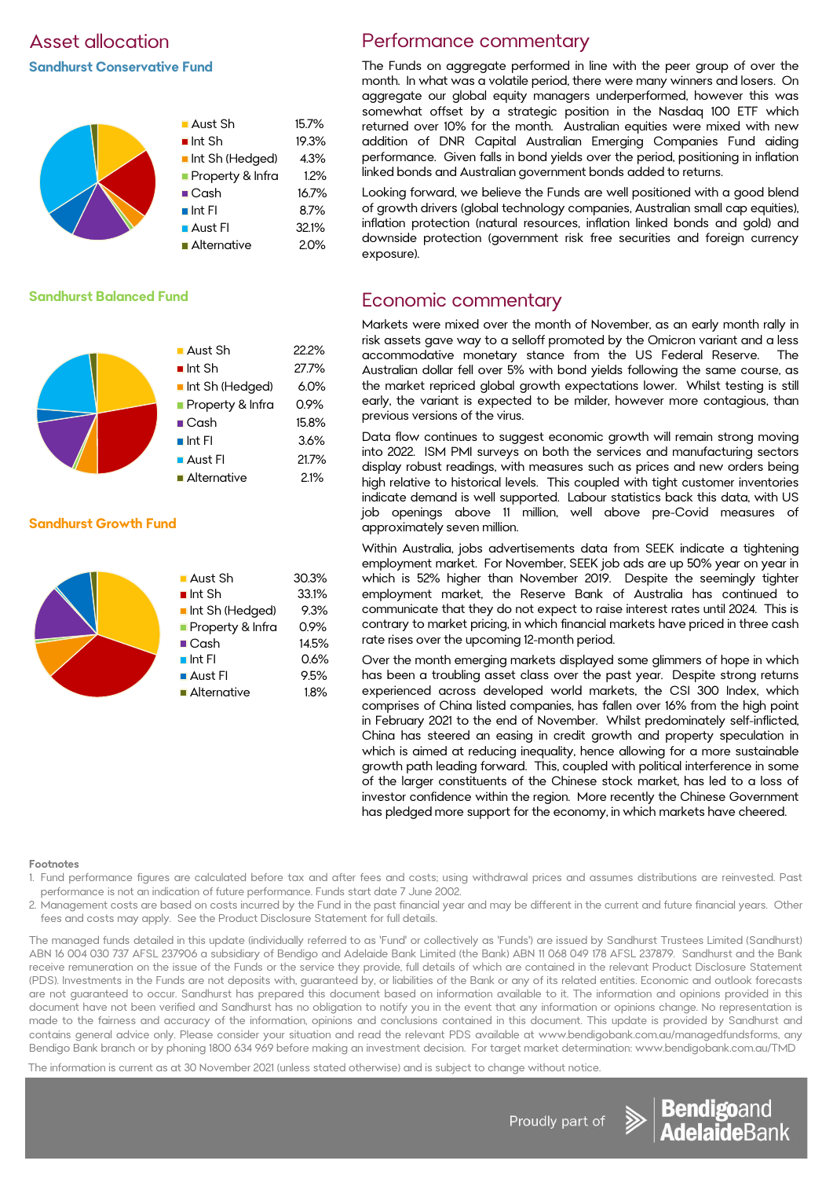# Asset allocation

## Sandhurst Conservative Fund

Aust Sh 15.7%
Int Sh 19.3%
Int Sh (Hedged) 4.3%
Property & Infra 1.2%
Cash 16.7%
Int FI 8.7%
Aust FI 32.1%
Alternative 2.0%

## Sandhurst Balanced Fund

Aust Sh 22.2%
Int Sh 27.7%
Int Sh (Hedged) 6.0%
Property & Infra 0.9%
Cash 15.8%
Int FI 3.6%
Aust FI 21.7%
Alternative 2.1%

## Sandhurst Growth Fund

Aust Sh 30.3%
Int Sh 33.1%
Int Sh (Hedged) 9.3%
Property & Infra 0.9%
Cash 14.5%
Int FI 0.6%
Aust FI 9.5%
Alternative 1.8%

# Performance commentary

The Funds on aggregate performed in line with the peer group of over the month. In what was a volatile period, there were many winners and losers. On aggregate our global equity managers underperformed, however this was somewhat offset by a strategic position in the Nasdaq 100 ETF which returned over 10% for the month. Australian equities were mixed with new addition of DNR Capital Australian Emerging Companies Fund aiding performance. Given falls in bond yields over the period, positioning in inflation linked bonds and Australian government bonds added to returns.

Looking forward, we believe the Funds are well positioned with a good blend of growth drivers (global technology companies, Australian small cap equities), inflation protection (natural resources, inflation linked bonds and gold) and downside protection (government risk free securities and foreign currency exposure).

# Economic commentary

Markets were mixed over the month of November, as an early month rally in risk assets gave way to a selloff promoted by the Omicron variant and a less accommodative monetary stance from the US Federal Reserve. The Australian dollar fell over 5% with bond yields following the same course, as the market repriced global growth expectations lower. Whilst testing is still early, the variant is expected to be milder, however more contagious, than previous versions of the virus.

Data flow continues to suggest economic growth will remain strong moving into 2022. ISM PMI surveys on both the services and manufacturing sectors display robust readings, with measures such as prices and new orders being high relative to historical levels. This coupled with tight customer inventories indicate demand is well supported. Labour statistics back this data, with US job openings above 11 million, well above pre-Covid measures of approximately seven million.

Within Australia, jobs advertisements data from SEEK indicate a tightening employment market. For November, SEEK job ads are up 50% year on year in which is 52% higher than November 2019. Despite the seemingly tighter employment market, the Reserve Bank of Australia has continued to communicate that they do not expect to raise interest rates until 2024. This is contrary to market pricing, in which financial markets have priced in three cash rate rises over the upcoming 12-month period.

Over the month emerging markets displayed some glimmers of hope in which has been a troubling asset class over the past year. Despite strong returns experienced across developed world markets, the CSI 300 Index, which comprises of China listed companies, has fallen over 16% from the high point in February 2021 to the end of November. Whilst predominately self-inflicted, China has steered an easing in credit growth and property speculation in which is aimed at reducing inequality, hence allowing for a more sustainable growth path leading forward. This, coupled with political interference in some of the larger constituents of the Chinese stock market, has led to a loss of investor confidence within the region. More recently the Chinese Government has pledged more support for the economy, in which markets have cheered.

**Footnotes**

1. Fund performance figures are calculated before tax and after fees and costs; using withdrawal prices and assumes distributions are reinvested. Past performance is not an indication of future performance. Funds start date 7 June 2002.
2. Management costs are based on costs incurred by the Fund in the past financial year and may be different in the current and future financial years. Other fees and costs may apply. See the Product Disclosure Statement for full details.

The managed funds detailed in this update (individually referred to as 'Fund' or collectively as 'Funds') are issued by Sandhurst Trustees Limited (Sandhurst) ABN 16 004 030 737 AFSL 237906 a subsidiary of Bendigo and Adelaide Bank Limited (the Bank) ABN 11 068 049 178 AFSL 237879. Sandhurst and the Bank receive remuneration on the issue of the Funds or the service they provide, full details of which are contained in the relevant Product Disclosure Statement (PDS). Investments in the Funds are not deposits with, guaranteed by, or liabilities of the Bank or any of its related entities. Economic and outlook forecasts are not guaranteed to occur. Sandhurst has prepared this document based on information available to it. The information and opinions provided in this document have not been verified and Sandhurst has no obligation to notify you in the event that any information or opinions change. No representation is made to the fairness and accuracy of the information, opinions and conclusions contained in this document. This update is provided by Sandhurst and contains general advice only. Please consider your situation and read the relevant PDS available at www.bendigobank.com.au/managedfundsforms, any Bendigo Bank branch or by phoning 1800 634 969 before making an investment decision. For target market determination: www.bendigobank.com.au/TMD

The information is current as at 30 November 2021 (unless stated otherwise) and is subject to change without notice.

Proudly part of Bendigo and Adelaide Bank